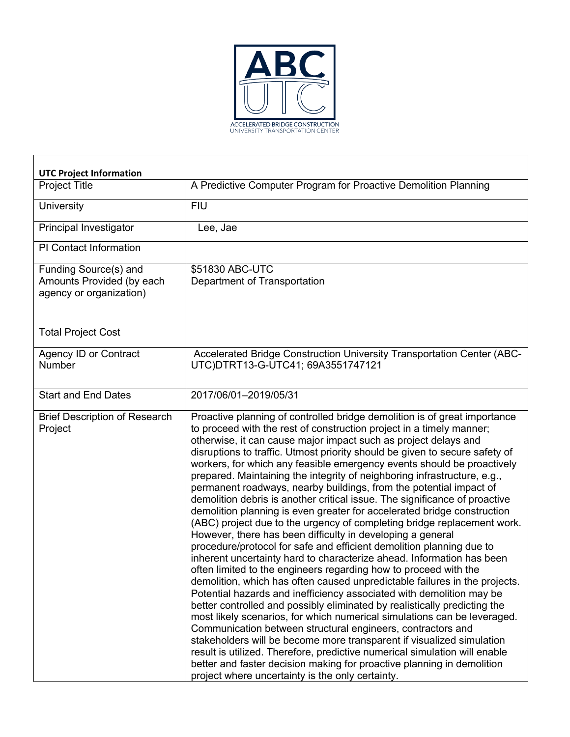| UTC Project Information | |
|---|---|
| Project Title | A Predictive Computer Program for Proactive Demolition Planning |
| University | FIU |
| Principal Investigator | Lee, Jae |
| PI Contact Information | |
| Funding Source(s) and Amounts Provided (by each agency or organization) | $51830 ABC-UTC<br>Department of Transportation |
| Total Project Cost | |
| Agency ID or Contract Number | Accelerated Bridge Construction University Transportation Center (ABC-UTC)DTRT13-G-UTC41; 69A3551747121 |
| Start and End Dates | 2017/06/01–2019/05/31 |
| Brief Description of Research Project | Proactive planning of controlled bridge demolition is of great importance to proceed with the rest of construction project in a timely manner; otherwise, it can cause major impact such as project delays and disruptions to traffic. Utmost priority should be given to secure safety of workers, for which any feasible emergency events should be proactively prepared. Maintaining the integrity of neighboring infrastructure, e.g., permanent roadways, nearby buildings, from the potential impact of demolition debris is another critical issue. The significance of proactive demolition planning is even greater for accelerated bridge construction (ABC) project due to the urgency of completing bridge replacement work. However, there has been difficulty in developing a general procedure/protocol for safe and efficient demolition planning due to inherent uncertainty hard to characterize ahead. Information has been often limited to the engineers regarding how to proceed with the demolition, which has often caused unpredictable failures in the projects. Potential hazards and inefficiency associated with demolition may be better controlled and possibly eliminated by realistically predicting the most likely scenarios, for which numerical simulations can be leveraged. Communication between structural engineers, contractors and stakeholders will be become more transparent if visualized simulation result is utilized. Therefore, predictive numerical simulation will enable better and faster decision making for proactive planning in demolition project where uncertainty is the only certainty. |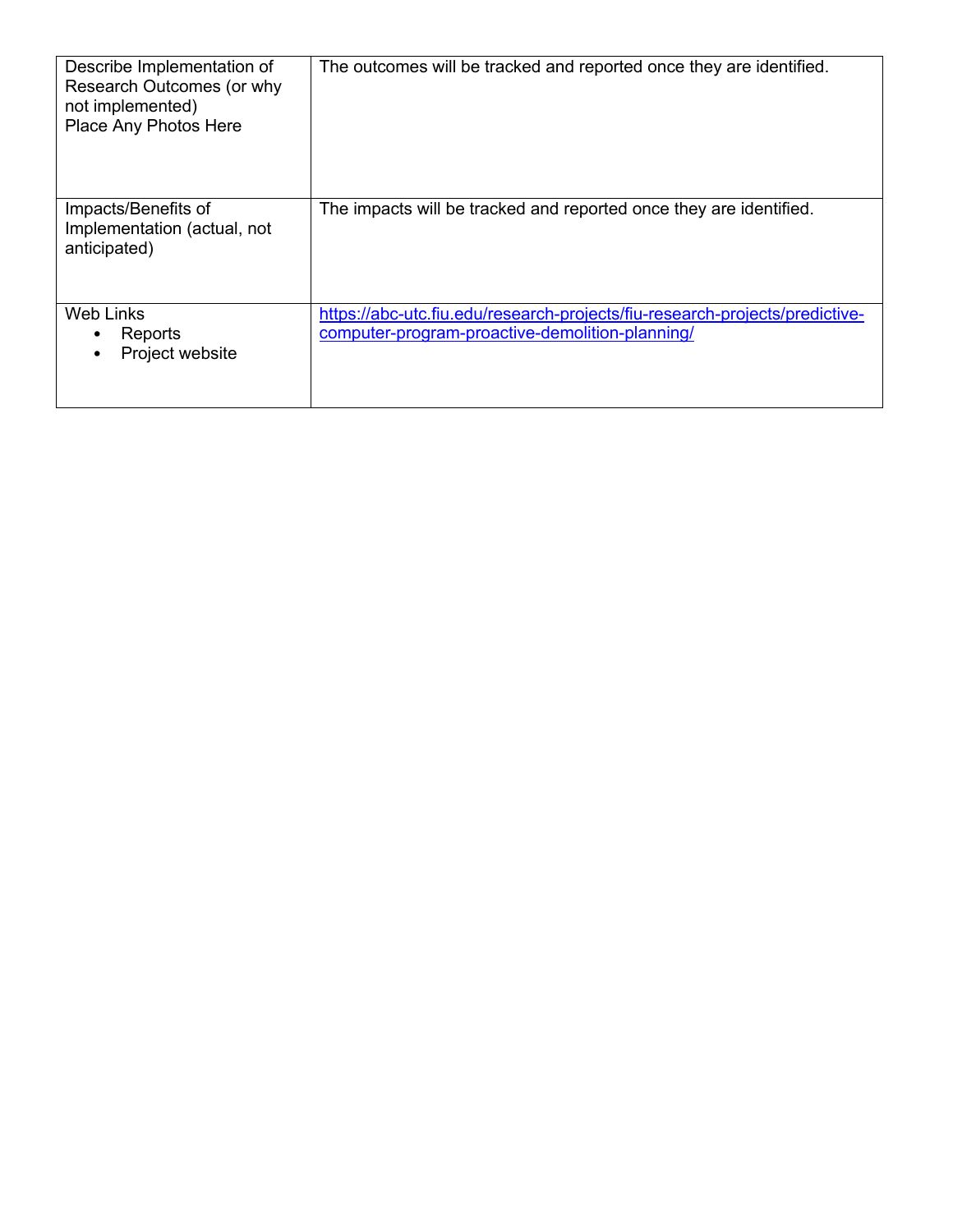| | |
|---|---|
| Describe Implementation of Research Outcomes (or why not implemented)<br>Place Any Photos Here | The outcomes will be tracked and reported once they are identified. |
| Impacts/Benefits of Implementation (actual, not anticipated) | The impacts will be tracked and reported once they are identified. |
| Web Links<br>• Reports<br>• Project website | https://abc-utc.fiu.edu/research-projects/fiu-research-projects/predictive-computer-program-proactive-demolition-planning/ |